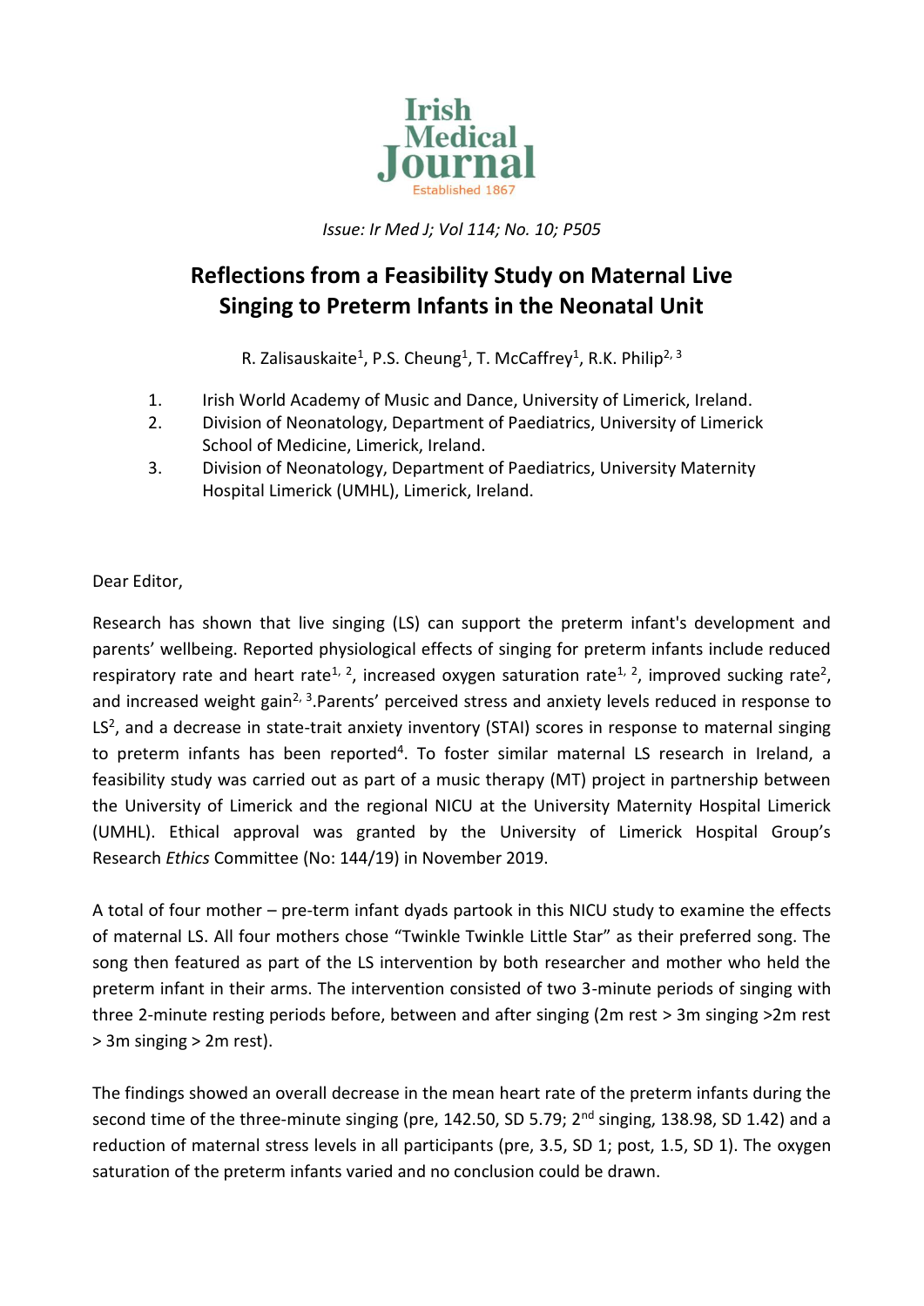Issue: *Ir Med J; Vol 114; No. 10; P505*

# Reflections from a Feasibility Study on Maternal Live Singing to Preterm Infants in the Neonatal Unit

R. Zalisauskaite[1], P.S. Cheung[1], T. McCaffrey[1], R.K. Philip[2, 3]

1. Irish World Academy of Music and Dance, University of Limerick, Ireland.
2. Division of Neonatology, Department of Paediatrics, University of Limerick School of Medicine, Limerick, Ireland.
3. Division of Neonatology, Department of Paediatrics, University Maternity Hospital Limerick (UMHL), Limerick, Ireland.

Dear Editor,

Research has shown that live singing (LS) can support the preterm infant's development and parents' wellbeing. Reported physiological effects of singing for preterm infants include reduced respiratory rate and heart rate[1, 2], increased oxygen saturation rate[1, 2], improved sucking rate[2], and increased weight gain[2, 3].Parents' perceived stress and anxiety levels reduced in response to LS[2], and a decrease in state-trait anxiety inventory (STAI) scores in response to maternal singing to preterm infants has been reported[4]. To foster similar maternal LS research in Ireland, a feasibility study was carried out as part of a music therapy (MT) project in partnership between the University of Limerick and the regional NICU at the University Maternity Hospital Limerick (UMHL). Ethical approval was granted by the University of Limerick Hospital Group's Research *Ethics* Committee (No: 144/19) in November 2019.

A total of four mother – pre-term infant dyads partook in this NICU study to examine the effects of maternal LS. All four mothers chose "Twinkle Twinkle Little Star" as their preferred song. The song then featured as part of the LS intervention by both researcher and mother who held the preterm infant in their arms. The intervention consisted of two 3-minute periods of singing with three 2-minute resting periods before, between and after singing (2m rest > 3m singing >2m rest > 3m singing > 2m rest).

The findings showed an overall decrease in the mean heart rate of the preterm infants during the second time of the three-minute singing (pre, 142.50, SD 5.79; 2nd singing, 138.98, SD 1.42) and a reduction of maternal stress levels in all participants (pre, 3.5, SD 1; post, 1.5, SD 1). The oxygen saturation of the preterm infants varied and no conclusion could be drawn.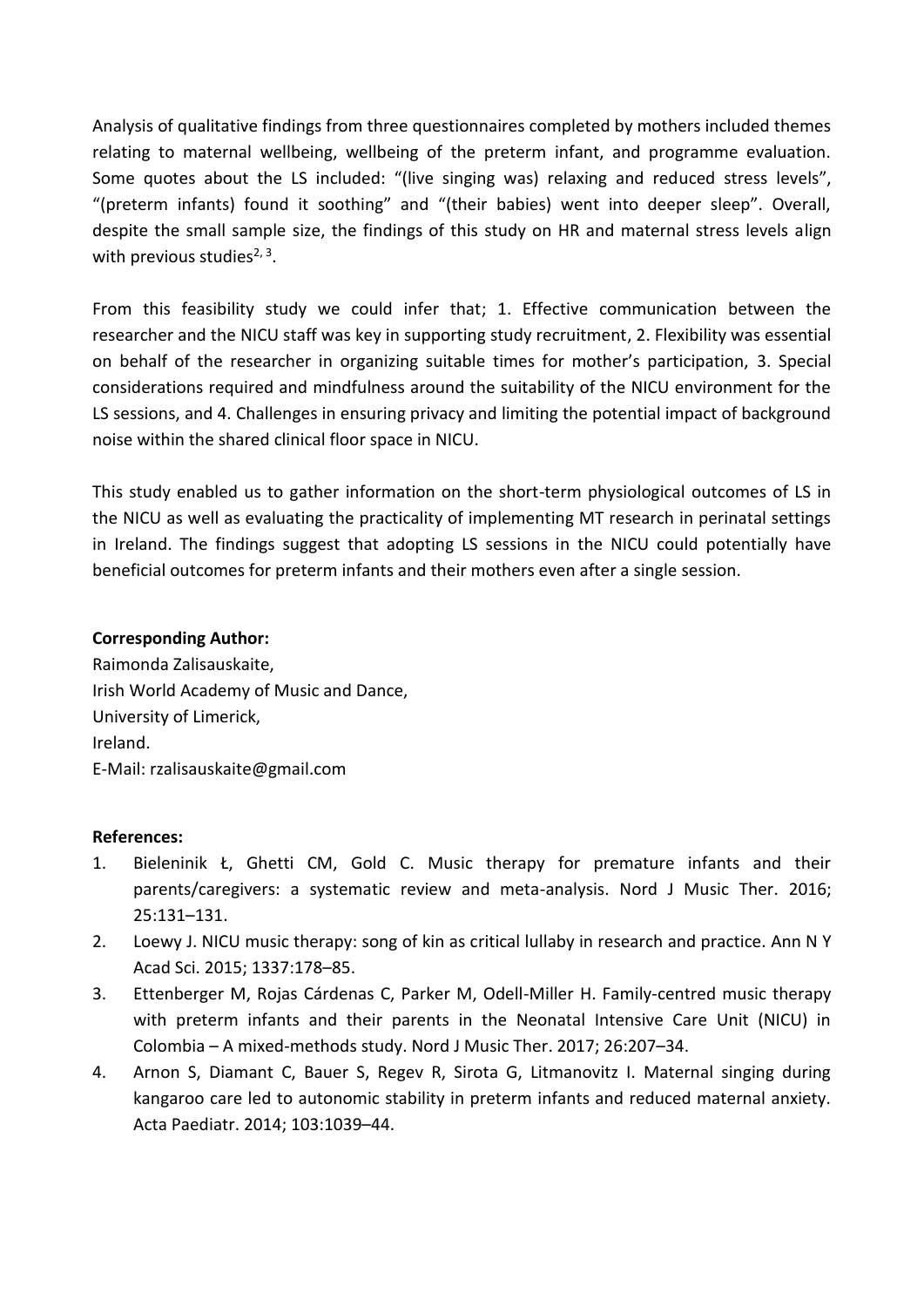Analysis of qualitative findings from three questionnaires completed by mothers included themes relating to maternal wellbeing, wellbeing of the preterm infant, and programme evaluation. Some quotes about the LS included: "(live singing was) relaxing and reduced stress levels", "(preterm infants) found it soothing" and "(their babies) went into deeper sleep". Overall, despite the small sample size, the findings of this study on HR and maternal stress levels align with previous studies[2, 3].

From this feasibility study we could infer that; 1. Effective communication between the researcher and the NICU staff was key in supporting study recruitment, 2. Flexibility was essential on behalf of the researcher in organizing suitable times for mother's participation, 3. Special considerations required and mindfulness around the suitability of the NICU environment for the LS sessions, and 4. Challenges in ensuring privacy and limiting the potential impact of background noise within the shared clinical floor space in NICU.

This study enabled us to gather information on the short-term physiological outcomes of LS in the NICU as well as evaluating the practicality of implementing MT research in perinatal settings in Ireland. The findings suggest that adopting LS sessions in the NICU could potentially have beneficial outcomes for preterm infants and their mothers even after a single session.

**Corresponding Author:**
Raimonda Zalisauskaite,
Irish World Academy of Music and Dance,
University of Limerick,
Ireland.
E-Mail: rzalisauskaite@gmail.com

**References:**

1. Bieleninik Ł, Ghetti CM, Gold C. Music therapy for premature infants and their parents/caregivers: a systematic review and meta-analysis. Nord J Music Ther. 2016; 25:131–131.
2. Loewy J. NICU music therapy: song of kin as critical lullaby in research and practice. Ann N Y Acad Sci. 2015; 1337:178–85.
3. Ettenberger M, Rojas Cárdenas C, Parker M, Odell-Miller H. Family-centred music therapy with preterm infants and their parents in the Neonatal Intensive Care Unit (NICU) in Colombia – A mixed-methods study. Nord J Music Ther. 2017; 26:207–34.
4. Arnon S, Diamant C, Bauer S, Regev R, Sirota G, Litmanovitz I. Maternal singing during kangaroo care led to autonomic stability in preterm infants and reduced maternal anxiety. Acta Paediatr. 2014; 103:1039–44.